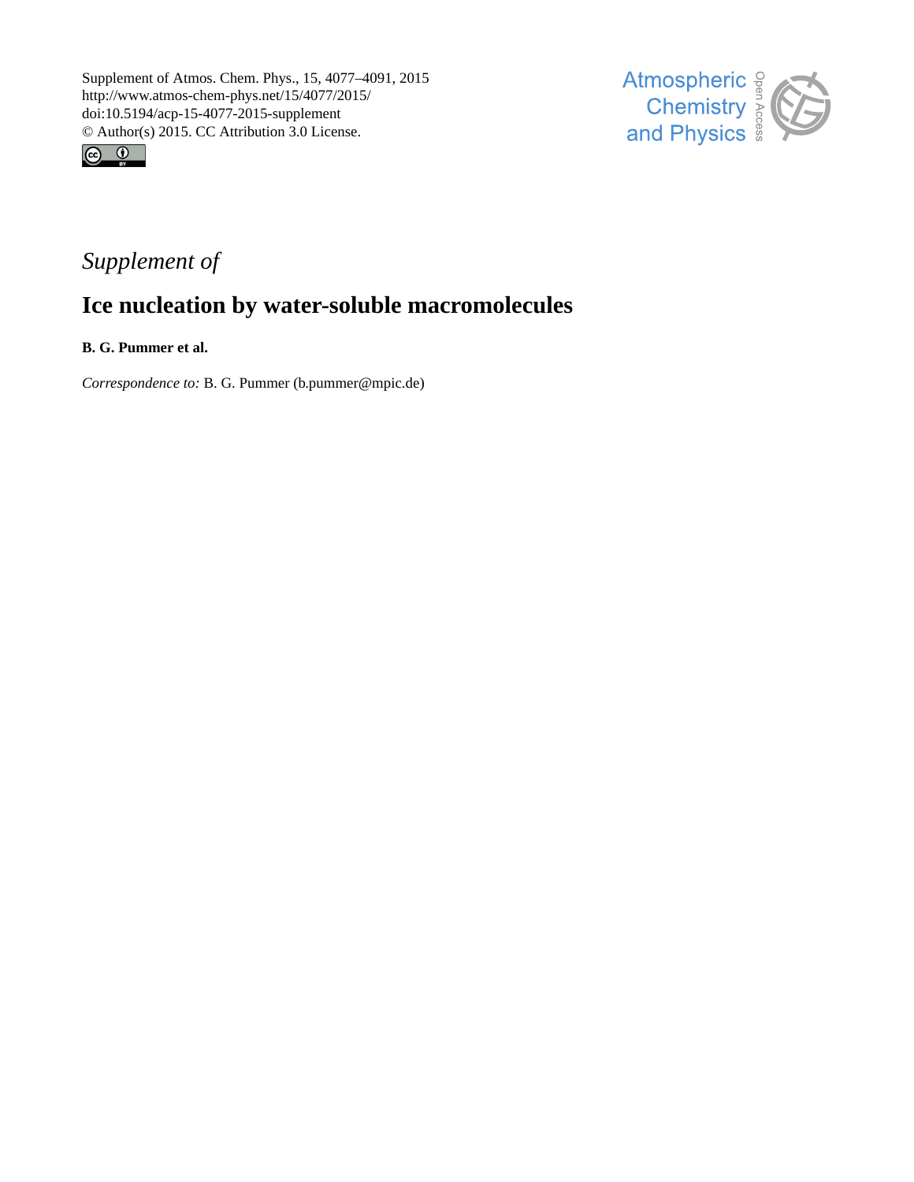Supplement of Atmos. Chem. Phys., 15, 4077–4091, 2015
http://www.atmos-chem-phys.net/15/4077/2015/
doi:10.5194/acp-15-4077-2015-supplement
© Author(s) 2015. CC Attribution 3.0 License.

*Supplement of*

# Ice nucleation by water-soluble macromolecules

**B. G. Pummer et al.**

*Correspondence to:* B. G. Pummer (b.pummer@mpic.de)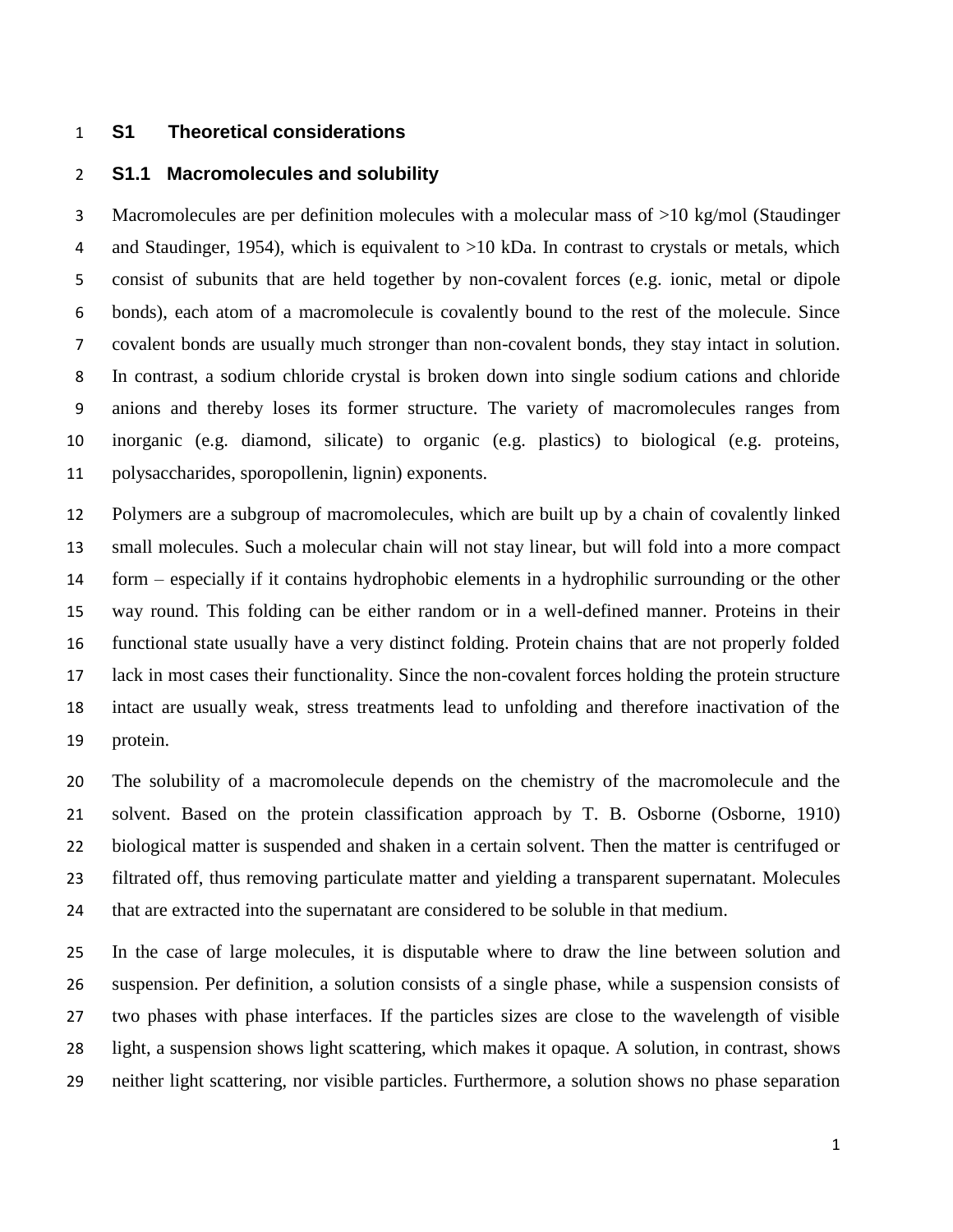# S1 Theoretical considerations

## S1.1 Macromolecules and solubility

Macromolecules are per definition molecules with a molecular mass of >10 kg/mol (Staudinger and Staudinger, 1954), which is equivalent to >10 kDa. In contrast to crystals or metals, which consist of subunits that are held together by non-covalent forces (e.g. ionic, metal or dipole bonds), each atom of a macromolecule is covalently bound to the rest of the molecule. Since covalent bonds are usually much stronger than non-covalent bonds, they stay intact in solution. In contrast, a sodium chloride crystal is broken down into single sodium cations and chloride anions and thereby loses its former structure. The variety of macromolecules ranges from inorganic (e.g. diamond, silicate) to organic (e.g. plastics) to biological (e.g. proteins, polysaccharides, sporopollenin, lignin) exponents.

Polymers are a subgroup of macromolecules, which are built up by a chain of covalently linked small molecules. Such a molecular chain will not stay linear, but will fold into a more compact form – especially if it contains hydrophobic elements in a hydrophilic surrounding or the other way round. This folding can be either random or in a well-defined manner. Proteins in their functional state usually have a very distinct folding. Protein chains that are not properly folded lack in most cases their functionality. Since the non-covalent forces holding the protein structure intact are usually weak, stress treatments lead to unfolding and therefore inactivation of the protein.

The solubility of a macromolecule depends on the chemistry of the macromolecule and the solvent. Based on the protein classification approach by T. B. Osborne (Osborne, 1910) biological matter is suspended and shaken in a certain solvent. Then the matter is centrifuged or filtrated off, thus removing particulate matter and yielding a transparent supernatant. Molecules that are extracted into the supernatant are considered to be soluble in that medium.

In the case of large molecules, it is disputable where to draw the line between solution and suspension. Per definition, a solution consists of a single phase, while a suspension consists of two phases with phase interfaces. If the particles sizes are close to the wavelength of visible light, a suspension shows light scattering, which makes it opaque. A solution, in contrast, shows neither light scattering, nor visible particles. Furthermore, a solution shows no phase separation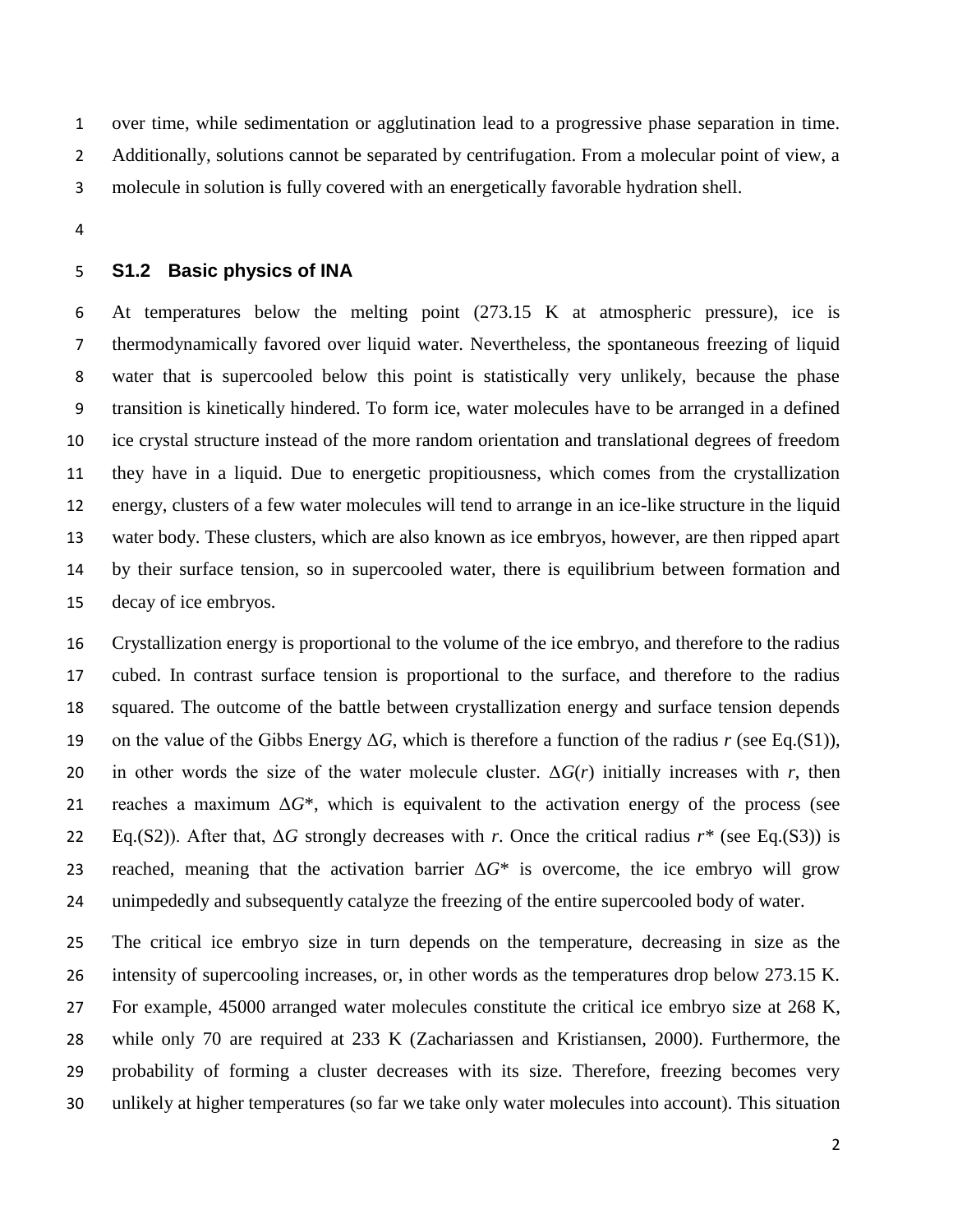over time, while sedimentation or agglutination lead to a progressive phase separation in time. Additionally, solutions cannot be separated by centrifugation. From a molecular point of view, a molecule in solution is fully covered with an energetically favorable hydration shell.

## S1.2 Basic physics of INA

At temperatures below the melting point (273.15 K at atmospheric pressure), ice is thermodynamically favored over liquid water. Nevertheless, the spontaneous freezing of liquid water that is supercooled below this point is statistically very unlikely, because the phase transition is kinetically hindered. To form ice, water molecules have to be arranged in a defined ice crystal structure instead of the more random orientation and translational degrees of freedom they have in a liquid. Due to energetic propitiousness, which comes from the crystallization energy, clusters of a few water molecules will tend to arrange in an ice-like structure in the liquid water body. These clusters, which are also known as ice embryos, however, are then ripped apart by their surface tension, so in supercooled water, there is equilibrium between formation and decay of ice embryos.

Crystallization energy is proportional to the volume of the ice embryo, and therefore to the radius cubed. In contrast surface tension is proportional to the surface, and therefore to the radius squared. The outcome of the battle between crystallization energy and surface tension depends on the value of the Gibbs Energy $\Delta G$, which is therefore a function of the radius $r$ (see Eq.(S1)), in other words the size of the water molecule cluster. $\Delta G(r)$ initially increases with $r$, then reaches a maximum $\Delta G^*$, which is equivalent to the activation energy of the process (see Eq.(S2)). After that, $\Delta G$ strongly decreases with $r$. Once the critical radius $r^*$ (see Eq.(S3)) is reached, meaning that the activation barrier $\Delta G^*$ is overcome, the ice embryo will grow unimpededly and subsequently catalyze the freezing of the entire supercooled body of water.

The critical ice embryo size in turn depends on the temperature, decreasing in size as the intensity of supercooling increases, or, in other words as the temperatures drop below 273.15 K. For example, 45000 arranged water molecules constitute the critical ice embryo size at 268 K, while only 70 are required at 233 K (Zachariassen and Kristiansen, 2000). Furthermore, the probability of forming a cluster decreases with its size. Therefore, freezing becomes very unlikely at higher temperatures (so far we take only water molecules into account). This situation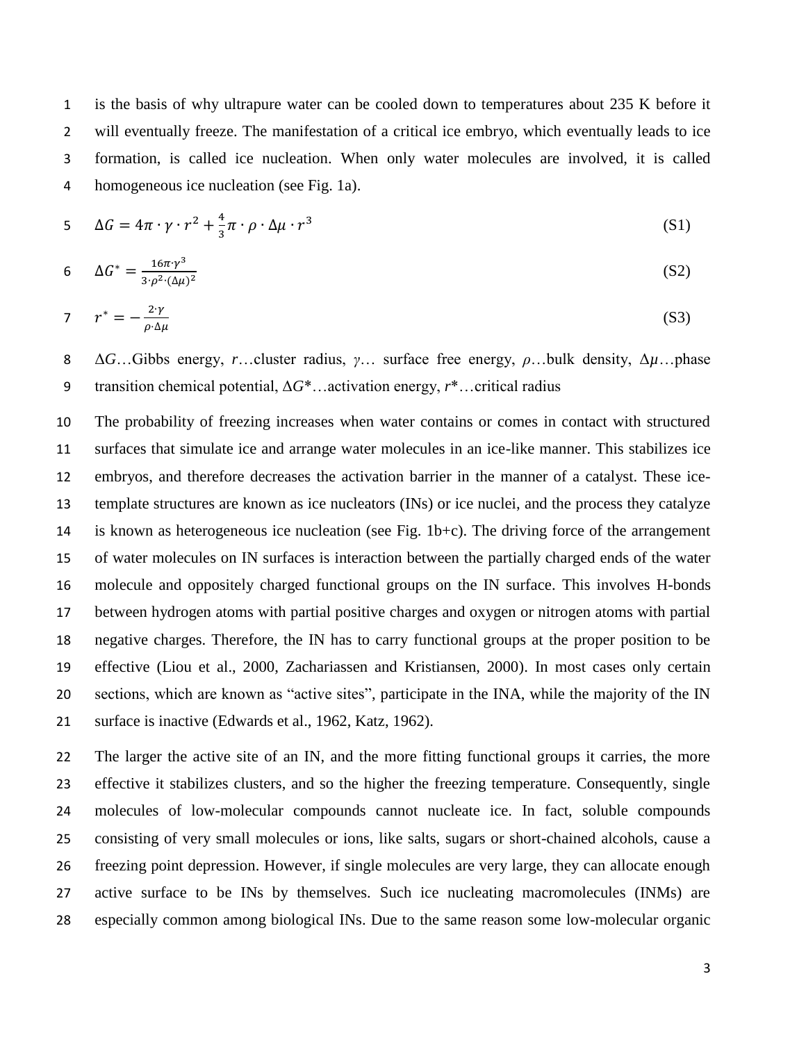is the basis of why ultrapure water can be cooled down to temperatures about 235 K before it will eventually freeze. The manifestation of a critical ice embryo, which eventually leads to ice formation, is called ice nucleation. When only water molecules are involved, it is called homogeneous ice nucleation (see Fig. 1a).

$$\Delta G = 4\pi \cdot \gamma \cdot r^2 + \frac{4}{3}\pi \cdot \rho \cdot \Delta\mu \cdot r^3 \tag{S1}$$

$$\Delta G^* = \frac{16\pi \cdot \gamma^3}{3 \cdot \rho^2 \cdot (\Delta\mu)^2} \tag{S2}$$

$$r^* = -\frac{2 \cdot \gamma}{\rho \cdot \Delta\mu} \tag{S3}$$

$\Delta G$…Gibbs energy, $r$…cluster radius, $\gamma$… surface free energy, $\rho$…bulk density, $\Delta\mu$…phase transition chemical potential, $\Delta G^*$…activation energy, $r^*$…critical radius

The probability of freezing increases when water contains or comes in contact with structured surfaces that simulate ice and arrange water molecules in an ice-like manner. This stabilizes ice embryos, and therefore decreases the activation barrier in the manner of a catalyst. These ice-template structures are known as ice nucleators (INs) or ice nuclei, and the process they catalyze is known as heterogeneous ice nucleation (see Fig. 1b+c). The driving force of the arrangement of water molecules on IN surfaces is interaction between the partially charged ends of the water molecule and oppositely charged functional groups on the IN surface. This involves H-bonds between hydrogen atoms with partial positive charges and oxygen or nitrogen atoms with partial negative charges. Therefore, the IN has to carry functional groups at the proper position to be effective (Liou et al., 2000, Zachariassen and Kristiansen, 2000). In most cases only certain sections, which are known as "active sites", participate in the INA, while the majority of the IN surface is inactive (Edwards et al., 1962, Katz, 1962).

The larger the active site of an IN, and the more fitting functional groups it carries, the more effective it stabilizes clusters, and so the higher the freezing temperature. Consequently, single molecules of low-molecular compounds cannot nucleate ice. In fact, soluble compounds consisting of very small molecules or ions, like salts, sugars or short-chained alcohols, cause a freezing point depression. However, if single molecules are very large, they can allocate enough active surface to be INs by themselves. Such ice nucleating macromolecules (INMs) are especially common among biological INs. Due to the same reason some low-molecular organic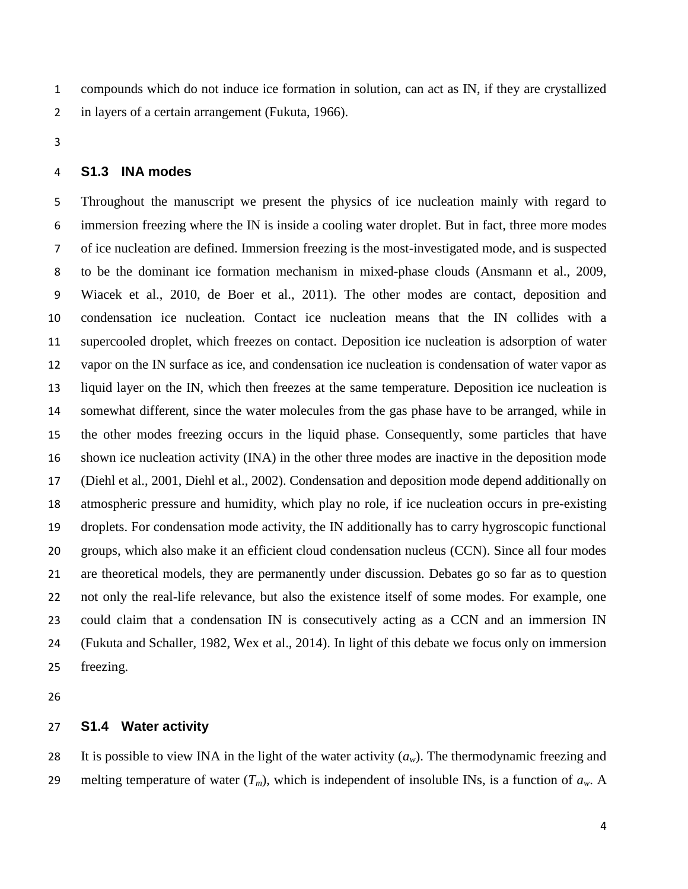compounds which do not induce ice formation in solution, can act as IN, if they are crystallized in layers of a certain arrangement (Fukuta, 1966).

### S1.3 INA modes

Throughout the manuscript we present the physics of ice nucleation mainly with regard to immersion freezing where the IN is inside a cooling water droplet. But in fact, three more modes of ice nucleation are defined. Immersion freezing is the most-investigated mode, and is suspected to be the dominant ice formation mechanism in mixed-phase clouds (Ansmann et al., 2009, Wiacek et al., 2010, de Boer et al., 2011). The other modes are contact, deposition and condensation ice nucleation. Contact ice nucleation means that the IN collides with a supercooled droplet, which freezes on contact. Deposition ice nucleation is adsorption of water vapor on the IN surface as ice, and condensation ice nucleation is condensation of water vapor as liquid layer on the IN, which then freezes at the same temperature. Deposition ice nucleation is somewhat different, since the water molecules from the gas phase have to be arranged, while in the other modes freezing occurs in the liquid phase. Consequently, some particles that have shown ice nucleation activity (INA) in the other three modes are inactive in the deposition mode (Diehl et al., 2001, Diehl et al., 2002). Condensation and deposition mode depend additionally on atmospheric pressure and humidity, which play no role, if ice nucleation occurs in pre-existing droplets. For condensation mode activity, the IN additionally has to carry hygroscopic functional groups, which also make it an efficient cloud condensation nucleus (CCN). Since all four modes are theoretical models, they are permanently under discussion. Debates go so far as to question not only the real-life relevance, but also the existence itself of some modes. For example, one could claim that a condensation IN is consecutively acting as a CCN and an immersion IN (Fukuta and Schaller, 1982, Wex et al., 2014). In light of this debate we focus only on immersion freezing.

### S1.4 Water activity

It is possible to view INA in the light of the water activity ($a_w$). The thermodynamic freezing and melting temperature of water ($T_m$), which is independent of insoluble INs, is a function of $a_w$. A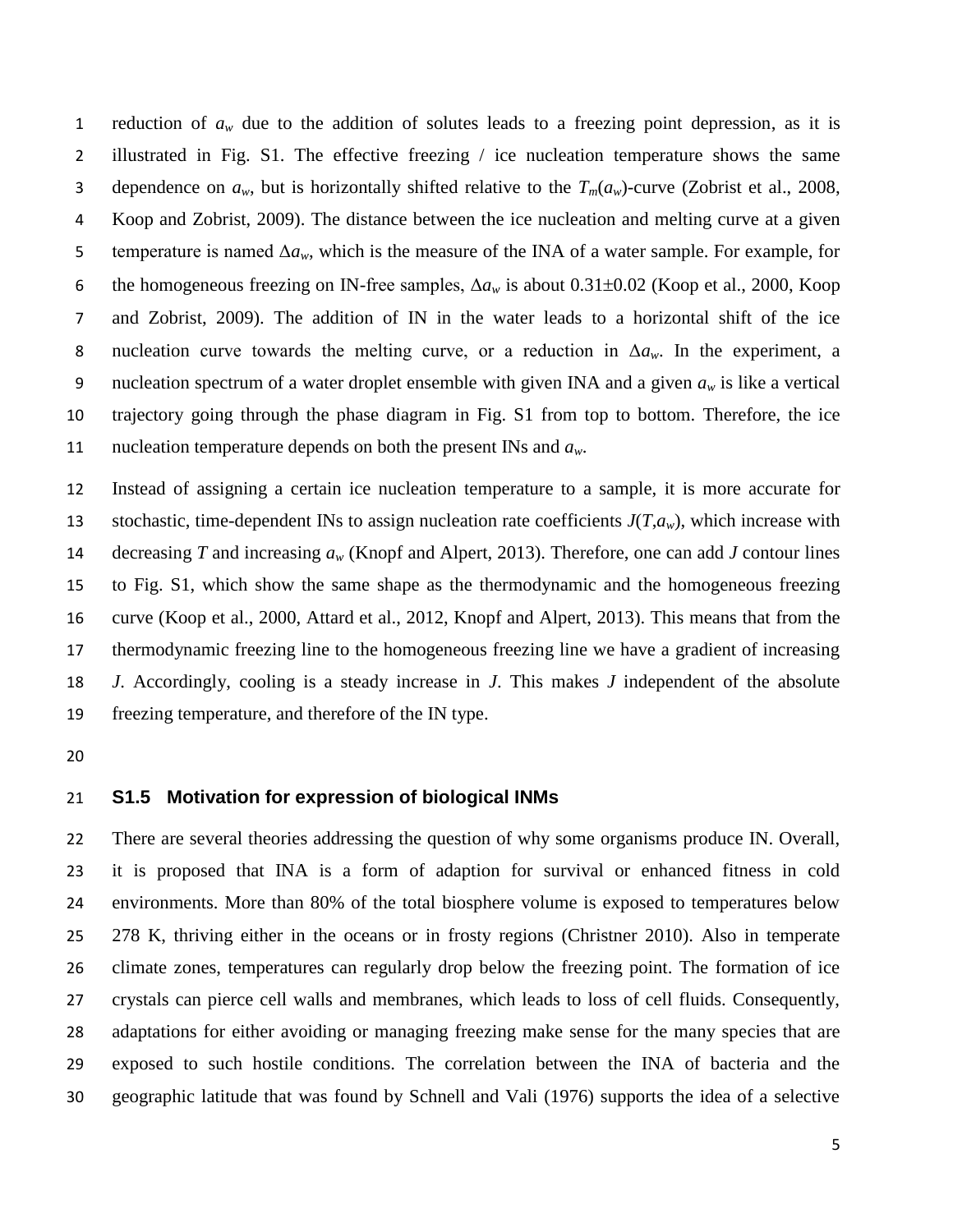reduction of $a_w$ due to the addition of solutes leads to a freezing point depression, as it is illustrated in Fig. S1. The effective freezing / ice nucleation temperature shows the same dependence on $a_w$, but is horizontally shifted relative to the $T_m(a_w)$-curve (Zobrist et al., 2008, Koop and Zobrist, 2009). The distance between the ice nucleation and melting curve at a given temperature is named $\Delta a_w$, which is the measure of the INA of a water sample. For example, for the homogeneous freezing on IN-free samples, $\Delta a_w$ is about $0.31 \pm 0.02$ (Koop et al., 2000, Koop and Zobrist, 2009). The addition of IN in the water leads to a horizontal shift of the ice nucleation curve towards the melting curve, or a reduction in $\Delta a_w$. In the experiment, a nucleation spectrum of a water droplet ensemble with given INA and a given $a_w$ is like a vertical trajectory going through the phase diagram in Fig. S1 from top to bottom. Therefore, the ice nucleation temperature depends on both the present INs and $a_w$.

Instead of assigning a certain ice nucleation temperature to a sample, it is more accurate for stochastic, time-dependent INs to assign nucleation rate coefficients $J(T,a_w)$, which increase with decreasing $T$ and increasing $a_w$ (Knopf and Alpert, 2013). Therefore, one can add $J$ contour lines to Fig. S1, which show the same shape as the thermodynamic and the homogeneous freezing curve (Koop et al., 2000, Attard et al., 2012, Knopf and Alpert, 2013). This means that from the thermodynamic freezing line to the homogeneous freezing line we have a gradient of increasing $J$. Accordingly, cooling is a steady increase in $J$. This makes $J$ independent of the absolute freezing temperature, and therefore of the IN type.

### S1.5 Motivation for expression of biological INMs

There are several theories addressing the question of why some organisms produce IN. Overall, it is proposed that INA is a form of adaption for survival or enhanced fitness in cold environments. More than 80% of the total biosphere volume is exposed to temperatures below 278 K, thriving either in the oceans or in frosty regions (Christner 2010). Also in temperate climate zones, temperatures can regularly drop below the freezing point. The formation of ice crystals can pierce cell walls and membranes, which leads to loss of cell fluids. Consequently, adaptations for either avoiding or managing freezing make sense for the many species that are exposed to such hostile conditions. The correlation between the INA of bacteria and the geographic latitude that was found by Schnell and Vali (1976) supports the idea of a selective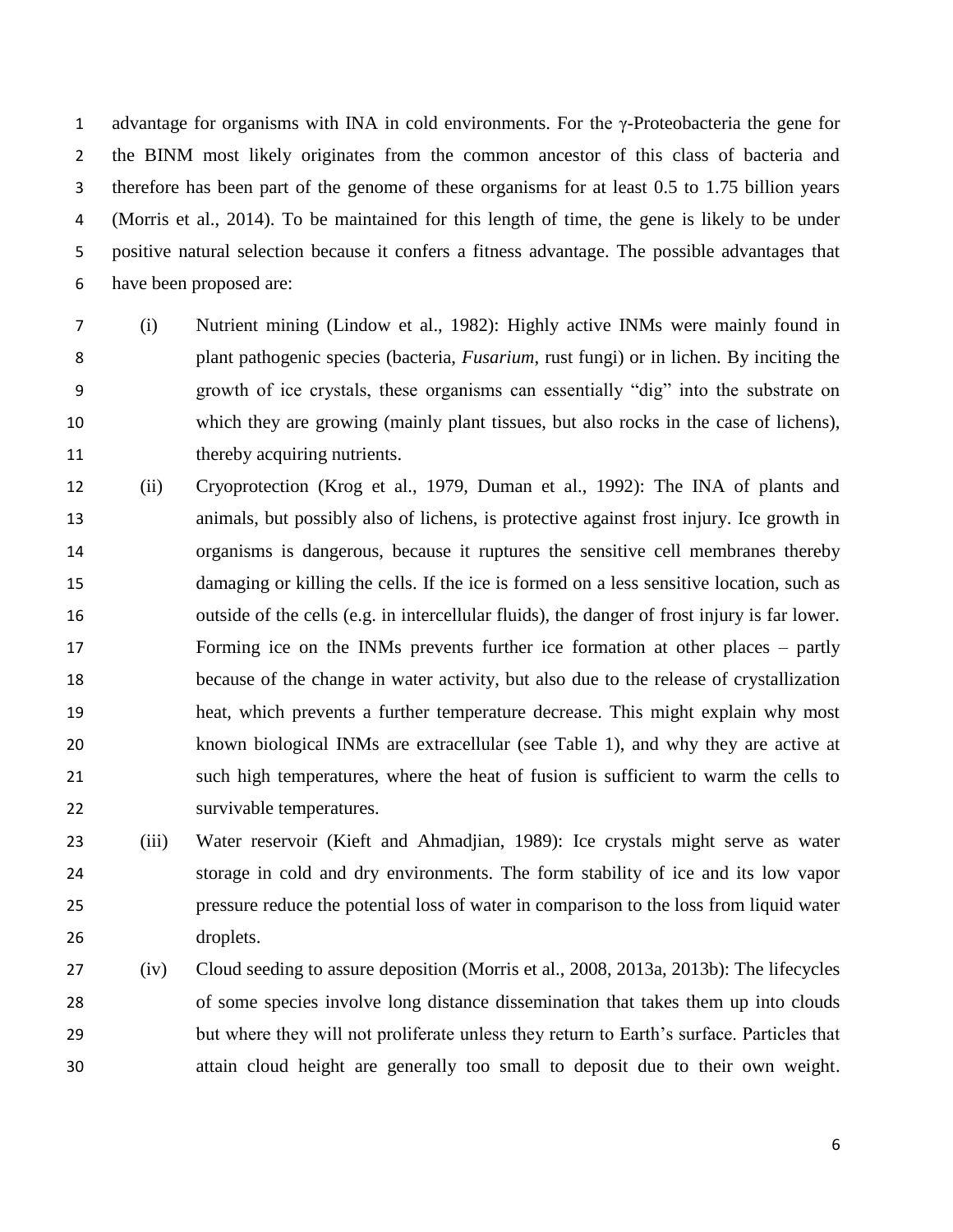advantage for organisms with INA in cold environments. For the γ-Proteobacteria the gene for the BINM most likely originates from the common ancestor of this class of bacteria and therefore has been part of the genome of these organisms for at least 0.5 to 1.75 billion years (Morris et al., 2014). To be maintained for this length of time, the gene is likely to be under positive natural selection because it confers a fitness advantage. The possible advantages that have been proposed are:

(i) Nutrient mining (Lindow et al., 1982): Highly active INMs were mainly found in plant pathogenic species (bacteria, *Fusarium*, rust fungi) or in lichen. By inciting the growth of ice crystals, these organisms can essentially "dig" into the substrate on which they are growing (mainly plant tissues, but also rocks in the case of lichens), thereby acquiring nutrients.

(ii) Cryoprotection (Krog et al., 1979, Duman et al., 1992): The INA of plants and animals, but possibly also of lichens, is protective against frost injury. Ice growth in organisms is dangerous, because it ruptures the sensitive cell membranes thereby damaging or killing the cells. If the ice is formed on a less sensitive location, such as outside of the cells (e.g. in intercellular fluids), the danger of frost injury is far lower. Forming ice on the INMs prevents further ice formation at other places – partly because of the change in water activity, but also due to the release of crystallization heat, which prevents a further temperature decrease. This might explain why most known biological INMs are extracellular (see Table 1), and why they are active at such high temperatures, where the heat of fusion is sufficient to warm the cells to survivable temperatures.

(iii) Water reservoir (Kieft and Ahmadjian, 1989): Ice crystals might serve as water storage in cold and dry environments. The form stability of ice and its low vapor pressure reduce the potential loss of water in comparison to the loss from liquid water droplets.

(iv) Cloud seeding to assure deposition (Morris et al., 2008, 2013a, 2013b): The lifecycles of some species involve long distance dissemination that takes them up into clouds but where they will not proliferate unless they return to Earth's surface. Particles that attain cloud height are generally too small to deposit due to their own weight.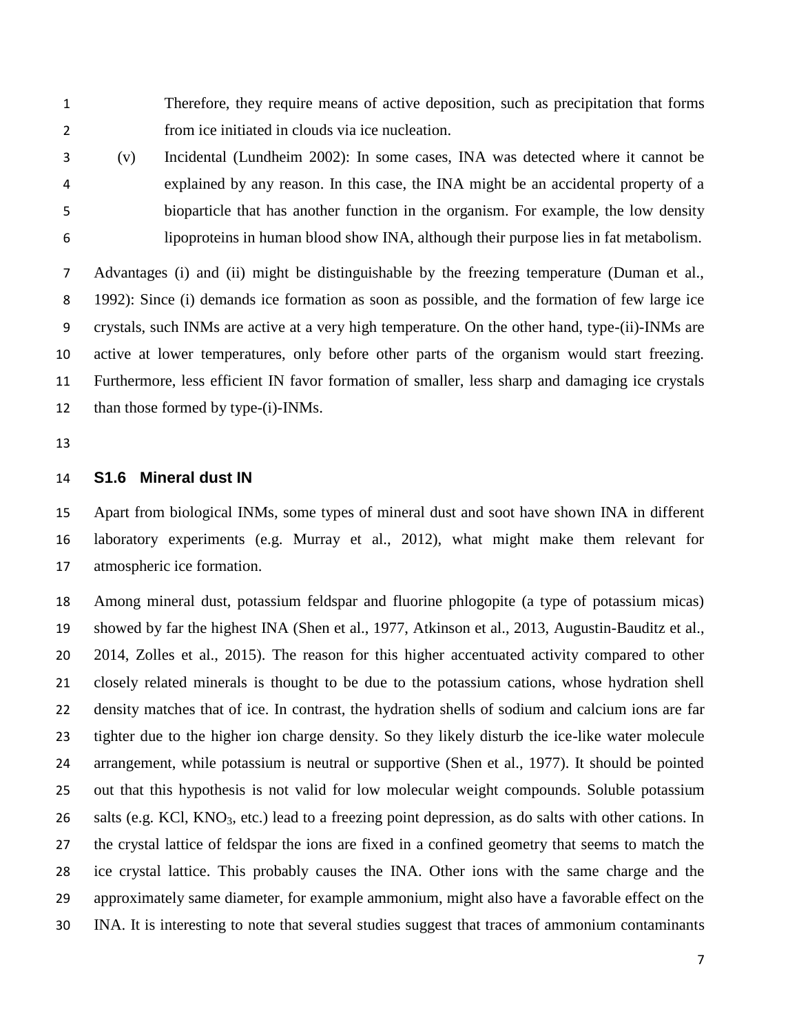Therefore, they require means of active deposition, such as precipitation that forms from ice initiated in clouds via ice nucleation.

(v) Incidental (Lundheim 2002): In some cases, INA was detected where it cannot be explained by any reason. In this case, the INA might be an accidental property of a bioparticle that has another function in the organism. For example, the low density lipoproteins in human blood show INA, although their purpose lies in fat metabolism.

Advantages (i) and (ii) might be distinguishable by the freezing temperature (Duman et al., 1992): Since (i) demands ice formation as soon as possible, and the formation of few large ice crystals, such INMs are active at a very high temperature. On the other hand, type-(ii)-INMs are active at lower temperatures, only before other parts of the organism would start freezing. Furthermore, less efficient IN favor formation of smaller, less sharp and damaging ice crystals than those formed by type-(i)-INMs.

## S1.6 Mineral dust IN

Apart from biological INMs, some types of mineral dust and soot have shown INA in different laboratory experiments (e.g. Murray et al., 2012), what might make them relevant for atmospheric ice formation.

Among mineral dust, potassium feldspar and fluorine phlogopite (a type of potassium micas) showed by far the highest INA (Shen et al., 1977, Atkinson et al., 2013, Augustin-Bauditz et al., 2014, Zolles et al., 2015). The reason for this higher accentuated activity compared to other closely related minerals is thought to be due to the potassium cations, whose hydration shell density matches that of ice. In contrast, the hydration shells of sodium and calcium ions are far tighter due to the higher ion charge density. So they likely disturb the ice-like water molecule arrangement, while potassium is neutral or supportive (Shen et al., 1977). It should be pointed out that this hypothesis is not valid for low molecular weight compounds. Soluble potassium salts (e.g. KCl, $KNO_3$, etc.) lead to a freezing point depression, as do salts with other cations. In the crystal lattice of feldspar the ions are fixed in a confined geometry that seems to match the ice crystal lattice. This probably causes the INA. Other ions with the same charge and the approximately same diameter, for example ammonium, might also have a favorable effect on the INA. It is interesting to note that several studies suggest that traces of ammonium contaminants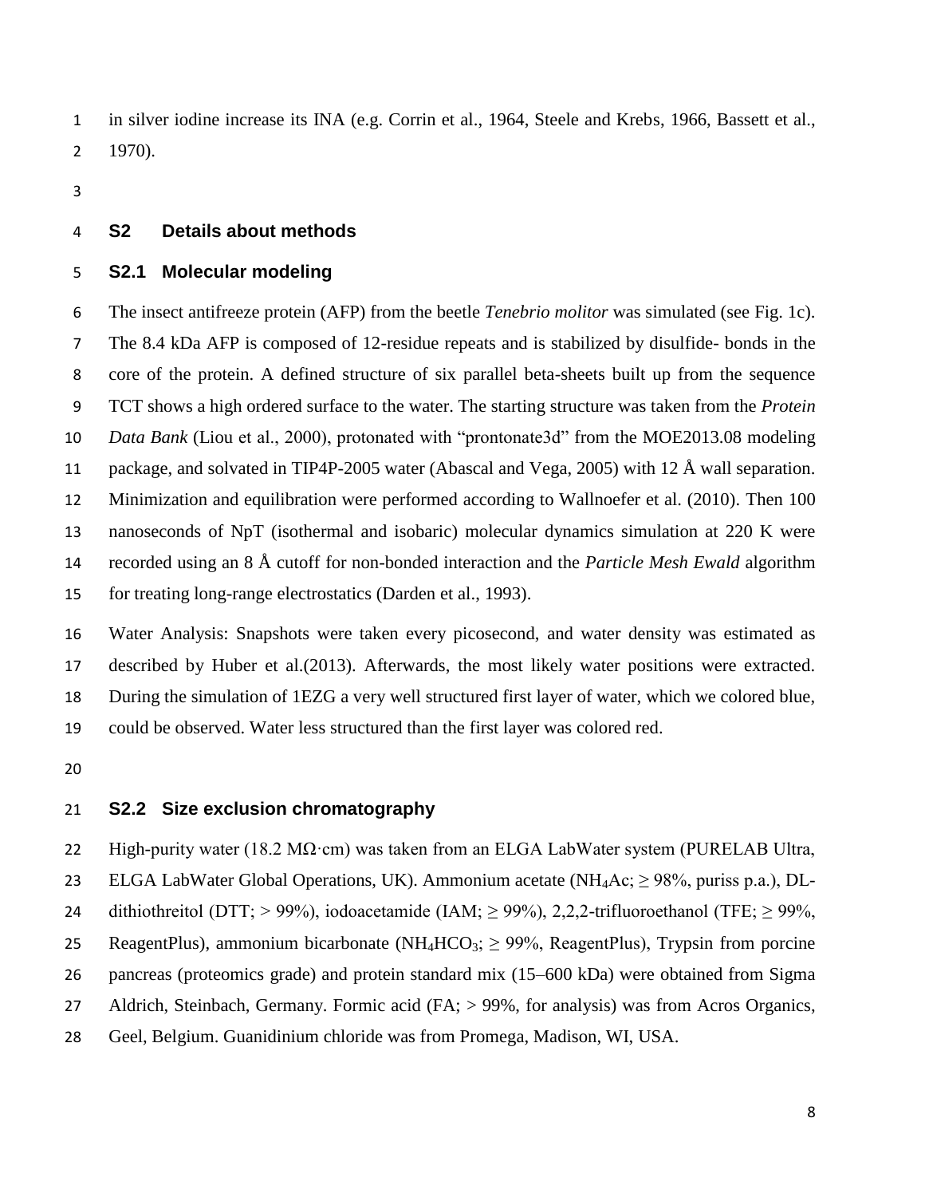in silver iodine increase its INA (e.g. Corrin et al., 1964, Steele and Krebs, 1966, Bassett et al., 1970).

## S2 Details about methods

### S2.1 Molecular modeling

The insect antifreeze protein (AFP) from the beetle *Tenebrio molitor* was simulated (see Fig. 1c). The 8.4 kDa AFP is composed of 12-residue repeats and is stabilized by disulfide- bonds in the core of the protein. A defined structure of six parallel beta-sheets built up from the sequence TCT shows a high ordered surface to the water. The starting structure was taken from the *Protein Data Bank* (Liou et al., 2000), protonated with "prontonate3d" from the MOE2013.08 modeling package, and solvated in TIP4P-2005 water (Abascal and Vega, 2005) with 12 Å wall separation. Minimization and equilibration were performed according to Wallnoefer et al. (2010). Then 100 nanoseconds of NpT (isothermal and isobaric) molecular dynamics simulation at 220 K were recorded using an 8 Å cutoff for non-bonded interaction and the *Particle Mesh Ewald* algorithm for treating long-range electrostatics (Darden et al., 1993).

Water Analysis: Snapshots were taken every picosecond, and water density was estimated as described by Huber et al.(2013). Afterwards, the most likely water positions were extracted. During the simulation of 1EZG a very well structured first layer of water, which we colored blue, could be observed. Water less structured than the first layer was colored red.

### S2.2 Size exclusion chromatography

High-purity water (18.2 MΩ·cm) was taken from an ELGA LabWater system (PURELAB Ultra, ELGA LabWater Global Operations, UK). Ammonium acetate ($NH_4Ac$; ≥ 98%, puriss p.a.), DL-dithiothreitol (DTT; > 99%), iodoacetamide (IAM; ≥ 99%), 2,2,2-trifluoroethanol (TFE; ≥ 99%, ReagentPlus), ammonium bicarbonate ($NH_4HCO_3$; ≥ 99%, ReagentPlus), Trypsin from porcine pancreas (proteomics grade) and protein standard mix (15–600 kDa) were obtained from Sigma Aldrich, Steinbach, Germany. Formic acid (FA; > 99%, for analysis) was from Acros Organics, Geel, Belgium. Guanidinium chloride was from Promega, Madison, WI, USA.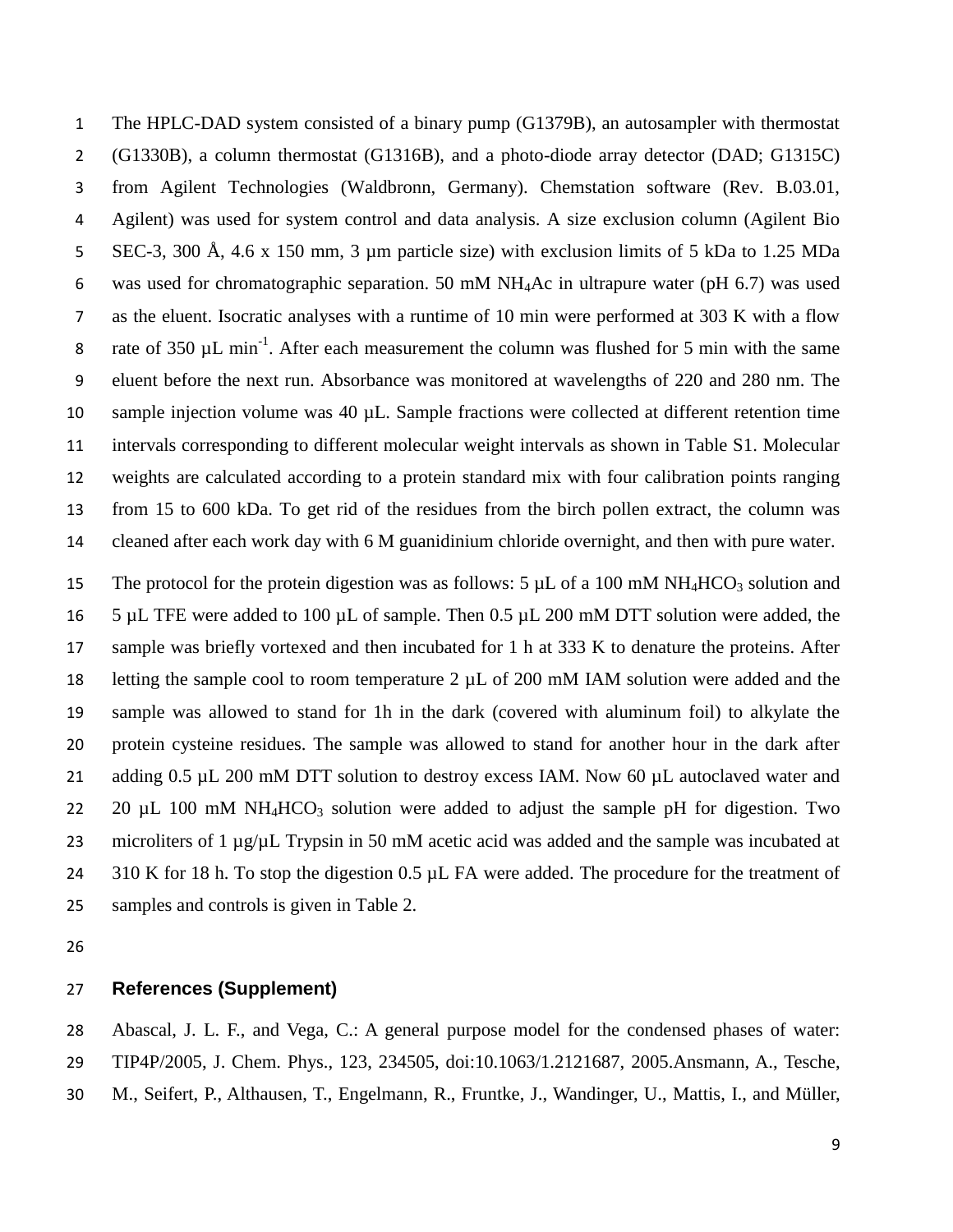The HPLC-DAD system consisted of a binary pump (G1379B), an autosampler with thermostat (G1330B), a column thermostat (G1316B), and a photo-diode array detector (DAD; G1315C) from Agilent Technologies (Waldbronn, Germany). Chemstation software (Rev. B.03.01, Agilent) was used for system control and data analysis. A size exclusion column (Agilent Bio SEC-3, 300 Å, 4.6 x 150 mm, 3 µm particle size) with exclusion limits of 5 kDa to 1.25 MDa was used for chromatographic separation. 50 mM $NH_4Ac$ in ultrapure water (pH 6.7) was used as the eluent. Isocratic analyses with a runtime of 10 min were performed at 303 K with a flow rate of 350 µL $min^{-1}$. After each measurement the column was flushed for 5 min with the same eluent before the next run. Absorbance was monitored at wavelengths of 220 and 280 nm. The sample injection volume was 40 µL. Sample fractions were collected at different retention time intervals corresponding to different molecular weight intervals as shown in Table S1. Molecular weights are calculated according to a protein standard mix with four calibration points ranging from 15 to 600 kDa. To get rid of the residues from the birch pollen extract, the column was cleaned after each work day with 6 M guanidinium chloride overnight, and then with pure water.

The protocol for the protein digestion was as follows: 5 µL of a 100 mM $NH_4HCO_3$ solution and 5 µL TFE were added to 100 µL of sample. Then 0.5 µL 200 mM DTT solution were added, the sample was briefly vortexed and then incubated for 1 h at 333 K to denature the proteins. After letting the sample cool to room temperature 2 µL of 200 mM IAM solution were added and the sample was allowed to stand for 1h in the dark (covered with aluminum foil) to alkylate the protein cysteine residues. The sample was allowed to stand for another hour in the dark after adding 0.5 µL 200 mM DTT solution to destroy excess IAM. Now 60 µL autoclaved water and 20 µL 100 mM $NH_4HCO_3$ solution were added to adjust the sample pH for digestion. Two microliters of 1 µg/µL Trypsin in 50 mM acetic acid was added and the sample was incubated at 310 K for 18 h. To stop the digestion 0.5 µL FA were added. The procedure for the treatment of samples and controls is given in Table 2.

## References (Supplement)

Abascal, J. L. F., and Vega, C.: A general purpose model for the condensed phases of water: TIP4P/2005, J. Chem. Phys., 123, 234505, doi:10.1063/1.2121687, 2005.Ansmann, A., Tesche, M., Seifert, P., Althausen, T., Engelmann, R., Fruntke, J., Wandinger, U., Mattis, I., and Müller,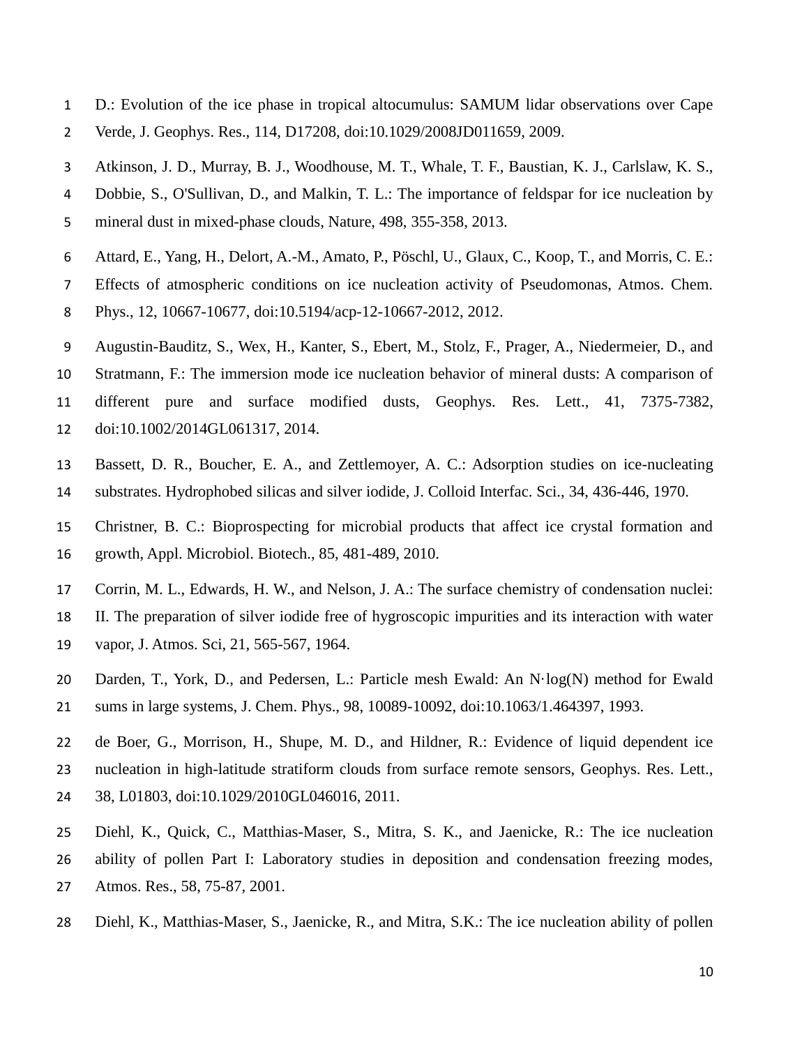D.: Evolution of the ice phase in tropical altocumulus: SAMUM lidar observations over Cape Verde, J. Geophys. Res., 114, D17208, doi:10.1029/2008JD011659, 2009.

Atkinson, J. D., Murray, B. J., Woodhouse, M. T., Whale, T. F., Baustian, K. J., Carlslaw, K. S., Dobbie, S., O'Sullivan, D., and Malkin, T. L.: The importance of feldspar for ice nucleation by mineral dust in mixed-phase clouds, Nature, 498, 355-358, 2013.

Attard, E., Yang, H., Delort, A.-M., Amato, P., Pöschl, U., Glaux, C., Koop, T., and Morris, C. E.: Effects of atmospheric conditions on ice nucleation activity of Pseudomonas, Atmos. Chem. Phys., 12, 10667-10677, doi:10.5194/acp-12-10667-2012, 2012.

Augustin-Bauditz, S., Wex, H., Kanter, S., Ebert, M., Stolz, F., Prager, A., Niedermeier, D., and Stratmann, F.: The immersion mode ice nucleation behavior of mineral dusts: A comparison of different pure and surface modified dusts, Geophys. Res. Lett., 41, 7375-7382, doi:10.1002/2014GL061317, 2014.

Bassett, D. R., Boucher, E. A., and Zettlemoyer, A. C.: Adsorption studies on ice-nucleating substrates. Hydrophobed silicas and silver iodide, J. Colloid Interfac. Sci., 34, 436-446, 1970.

Christner, B. C.: Bioprospecting for microbial products that affect ice crystal formation and growth, Appl. Microbiol. Biotech., 85, 481-489, 2010.

Corrin, M. L., Edwards, H. W., and Nelson, J. A.: The surface chemistry of condensation nuclei: II. The preparation of silver iodide free of hygroscopic impurities and its interaction with water vapor, J. Atmos. Sci, 21, 565-567, 1964.

Darden, T., York, D., and Pedersen, L.: Particle mesh Ewald: An N·log(N) method for Ewald sums in large systems, J. Chem. Phys., 98, 10089-10092, doi:10.1063/1.464397, 1993.

de Boer, G., Morrison, H., Shupe, M. D., and Hildner, R.: Evidence of liquid dependent ice nucleation in high-latitude stratiform clouds from surface remote sensors, Geophys. Res. Lett., 38, L01803, doi:10.1029/2010GL046016, 2011.

Diehl, K., Quick, C., Matthias-Maser, S., Mitra, S. K., and Jaenicke, R.: The ice nucleation ability of pollen Part I: Laboratory studies in deposition and condensation freezing modes, Atmos. Res., 58, 75-87, 2001.

Diehl, K., Matthias-Maser, S., Jaenicke, R., and Mitra, S.K.: The ice nucleation ability of pollen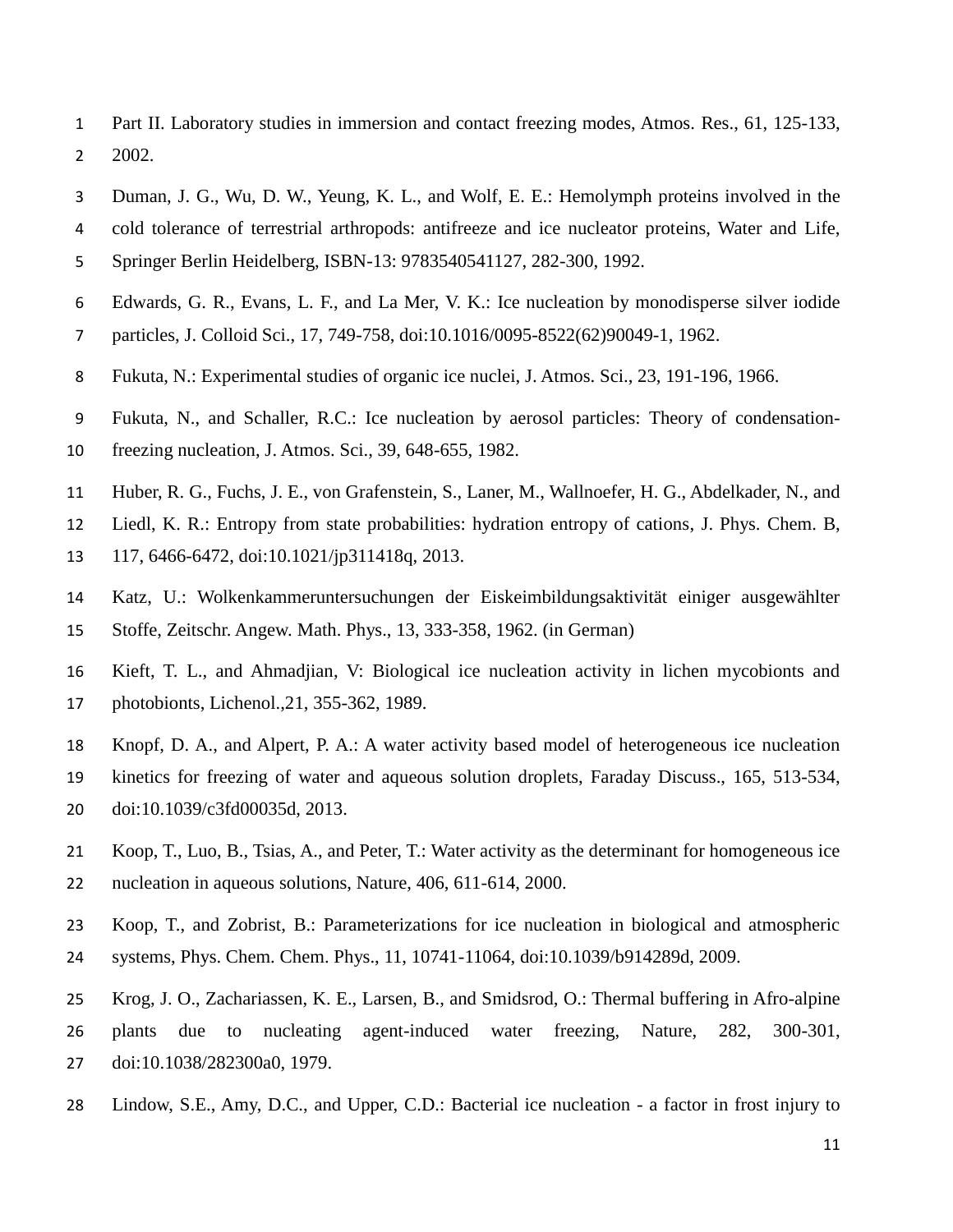Part II. Laboratory studies in immersion and contact freezing modes, Atmos. Res., 61, 125-133, 2002.

Duman, J. G., Wu, D. W., Yeung, K. L., and Wolf, E. E.: Hemolymph proteins involved in the cold tolerance of terrestrial arthropods: antifreeze and ice nucleator proteins, Water and Life, Springer Berlin Heidelberg, ISBN-13: 9783540541127, 282-300, 1992.

Edwards, G. R., Evans, L. F., and La Mer, V. K.: Ice nucleation by monodisperse silver iodide particles, J. Colloid Sci., 17, 749-758, doi:10.1016/0095-8522(62)90049-1, 1962.

Fukuta, N.: Experimental studies of organic ice nuclei, J. Atmos. Sci., 23, 191-196, 1966.

Fukuta, N., and Schaller, R.C.: Ice nucleation by aerosol particles: Theory of condensation-freezing nucleation, J. Atmos. Sci., 39, 648-655, 1982.

Huber, R. G., Fuchs, J. E., von Grafenstein, S., Laner, M., Wallnoefer, H. G., Abdelkader, N., and Liedl, K. R.: Entropy from state probabilities: hydration entropy of cations, J. Phys. Chem. B, 117, 6466-6472, doi:10.1021/jp311418q, 2013.

Katz, U.: Wolkenkammeruntersuchungen der Eiskeimbildungsaktivität einiger ausgewählter Stoffe, Zeitschr. Angew. Math. Phys., 13, 333-358, 1962. (in German)

Kieft, T. L., and Ahmadjian, V: Biological ice nucleation activity in lichen mycobionts and photobionts, Lichenol.,21, 355-362, 1989.

Knopf, D. A., and Alpert, P. A.: A water activity based model of heterogeneous ice nucleation kinetics for freezing of water and aqueous solution droplets, Faraday Discuss., 165, 513-534, doi:10.1039/c3fd00035d, 2013.

Koop, T., Luo, B., Tsias, A., and Peter, T.: Water activity as the determinant for homogeneous ice nucleation in aqueous solutions, Nature, 406, 611-614, 2000.

Koop, T., and Zobrist, B.: Parameterizations for ice nucleation in biological and atmospheric systems, Phys. Chem. Chem. Phys., 11, 10741-11064, doi:10.1039/b914289d, 2009.

Krog, J. O., Zachariassen, K. E., Larsen, B., and Smidsrod, O.: Thermal buffering in Afro-alpine plants due to nucleating agent-induced water freezing, Nature, 282, 300-301, doi:10.1038/282300a0, 1979.

Lindow, S.E., Amy, D.C., and Upper, C.D.: Bacterial ice nucleation - a factor in frost injury to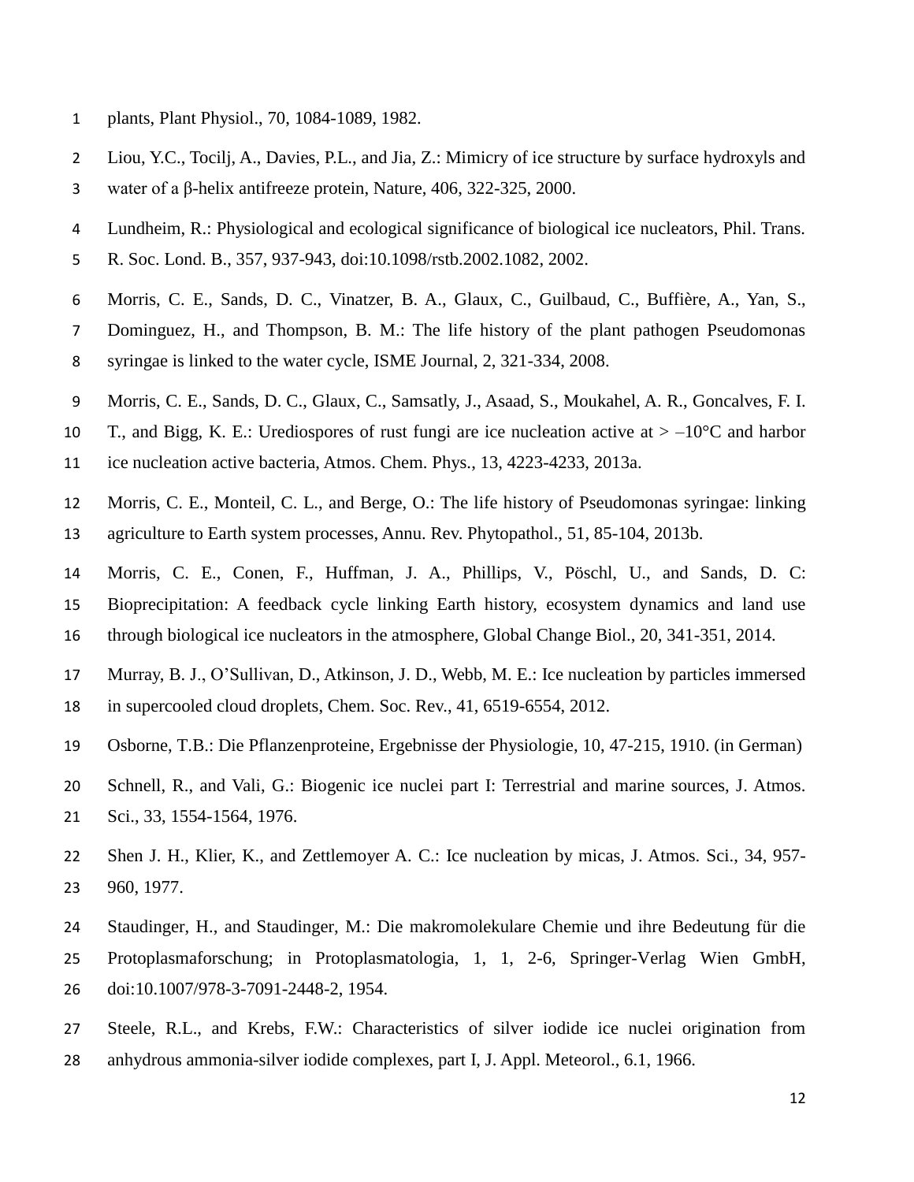plants, Plant Physiol., 70, 1084-1089, 1982.

Liou, Y.C., Tocilj, A., Davies, P.L., and Jia, Z.: Mimicry of ice structure by surface hydroxyls and water of a β-helix antifreeze protein, Nature, 406, 322-325, 2000.

Lundheim, R.: Physiological and ecological significance of biological ice nucleators, Phil. Trans. R. Soc. Lond. B., 357, 937-943, doi:10.1098/rstb.2002.1082, 2002.

Morris, C. E., Sands, D. C., Vinatzer, B. A., Glaux, C., Guilbaud, C., Buffière, A., Yan, S., Dominguez, H., and Thompson, B. M.: The life history of the plant pathogen Pseudomonas syringae is linked to the water cycle, ISME Journal, 2, 321-334, 2008.

Morris, C. E., Sands, D. C., Glaux, C., Samsatly, J., Asaad, S., Moukahel, A. R., Goncalves, F. I. T., and Bigg, K. E.: Urediospores of rust fungi are ice nucleation active at > –10°C and harbor ice nucleation active bacteria, Atmos. Chem. Phys., 13, 4223-4233, 2013a.

Morris, C. E., Monteil, C. L., and Berge, O.: The life history of Pseudomonas syringae: linking agriculture to Earth system processes, Annu. Rev. Phytopathol., 51, 85-104, 2013b.

Morris, C. E., Conen, F., Huffman, J. A., Phillips, V., Pöschl, U., and Sands, D. C: Bioprecipitation: A feedback cycle linking Earth history, ecosystem dynamics and land use through biological ice nucleators in the atmosphere, Global Change Biol., 20, 341-351, 2014.

Murray, B. J., O'Sullivan, D., Atkinson, J. D., Webb, M. E.: Ice nucleation by particles immersed in supercooled cloud droplets, Chem. Soc. Rev., 41, 6519-6554, 2012.

Osborne, T.B.: Die Pflanzenproteine, Ergebnisse der Physiologie, 10, 47-215, 1910. (in German)

Schnell, R., and Vali, G.: Biogenic ice nuclei part I: Terrestrial and marine sources, J. Atmos. Sci., 33, 1554-1564, 1976.

Shen J. H., Klier, K., and Zettlemoyer A. C.: Ice nucleation by micas, J. Atmos. Sci., 34, 957-960, 1977.

Staudinger, H., and Staudinger, M.: Die makromolekulare Chemie und ihre Bedeutung für die Protoplasmaforschung; in Protoplasmatologia, 1, 1, 2-6, Springer-Verlag Wien GmbH, doi:10.1007/978-3-7091-2448-2, 1954.

Steele, R.L., and Krebs, F.W.: Characteristics of silver iodide ice nuclei origination from anhydrous ammonia-silver iodide complexes, part I, J. Appl. Meteorol., 6.1, 1966.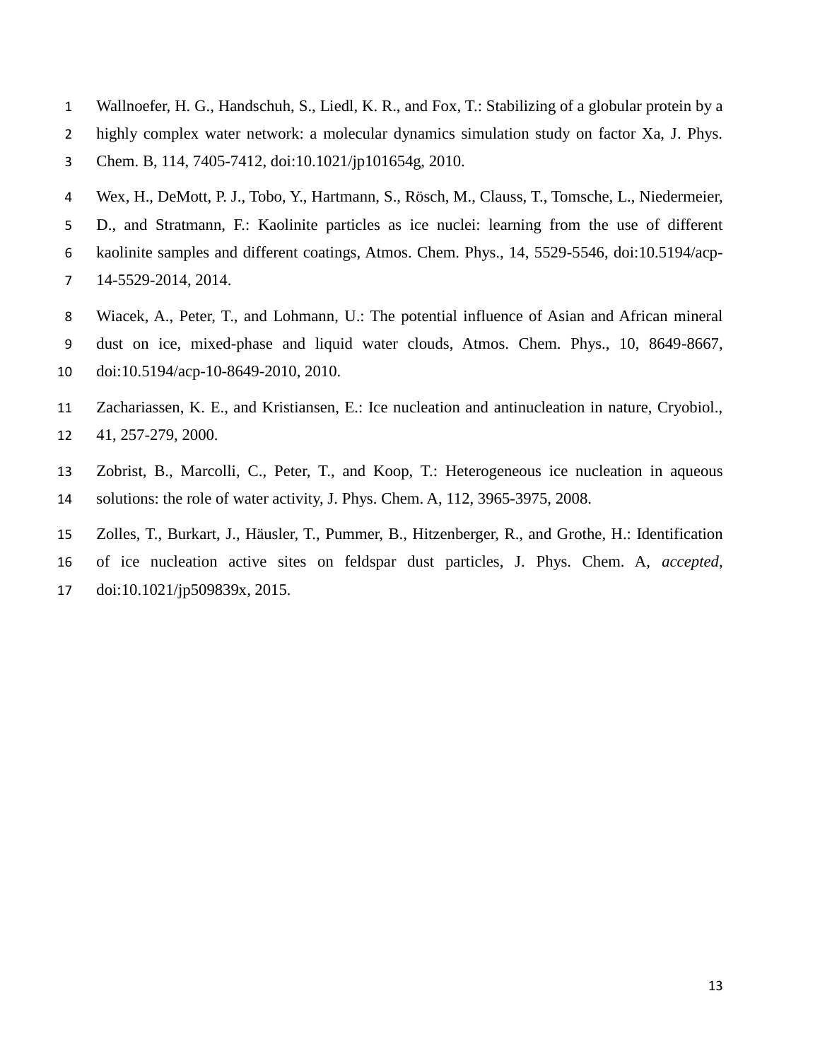Wallnoefer, H. G., Handschuh, S., Liedl, K. R., and Fox, T.: Stabilizing of a globular protein by a highly complex water network: a molecular dynamics simulation study on factor Xa, J. Phys. Chem. B, 114, 7405-7412, doi:10.1021/jp101654g, 2010.

Wex, H., DeMott, P. J., Tobo, Y., Hartmann, S., Rösch, M., Clauss, T., Tomsche, L., Niedermeier, D., and Stratmann, F.: Kaolinite particles as ice nuclei: learning from the use of different kaolinite samples and different coatings, Atmos. Chem. Phys., 14, 5529-5546, doi:10.5194/acp-14-5529-2014, 2014.

Wiacek, A., Peter, T., and Lohmann, U.: The potential influence of Asian and African mineral dust on ice, mixed-phase and liquid water clouds, Atmos. Chem. Phys., 10, 8649-8667, doi:10.5194/acp-10-8649-2010, 2010.

Zachariassen, K. E., and Kristiansen, E.: Ice nucleation and antinucleation in nature, Cryobiol., 41, 257-279, 2000.

Zobrist, B., Marcolli, C., Peter, T., and Koop, T.: Heterogeneous ice nucleation in aqueous solutions: the role of water activity, J. Phys. Chem. A, 112, 3965-3975, 2008.

Zolles, T., Burkart, J., Häusler, T., Pummer, B., Hitzenberger, R., and Grothe, H.: Identification of ice nucleation active sites on feldspar dust particles, J. Phys. Chem. A, *accepted*, doi:10.1021/jp509839x, 2015.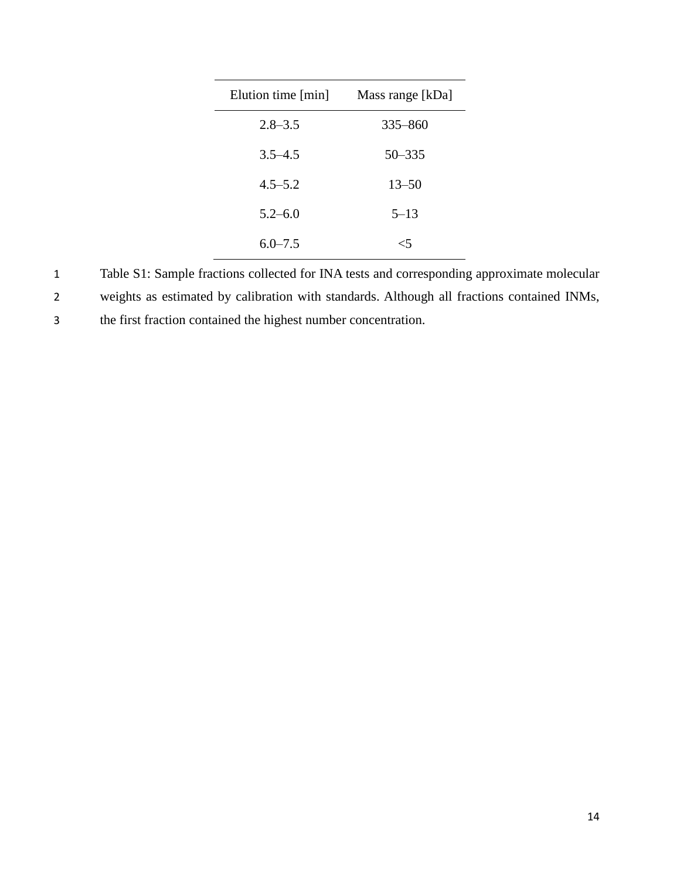| Elution time [min] | Mass range [kDa] |
|---|---|
| 2.8–3.5 | 335–860 |
| 3.5–4.5 | 50–335 |
| 4.5–5.2 | 13–50 |
| 5.2–6.0 | 5–13 |
| 6.0–7.5 | <5 |

Table S1: Sample fractions collected for INA tests and corresponding approximate molecular weights as estimated by calibration with standards. Although all fractions contained INMs, the first fraction contained the highest number concentration.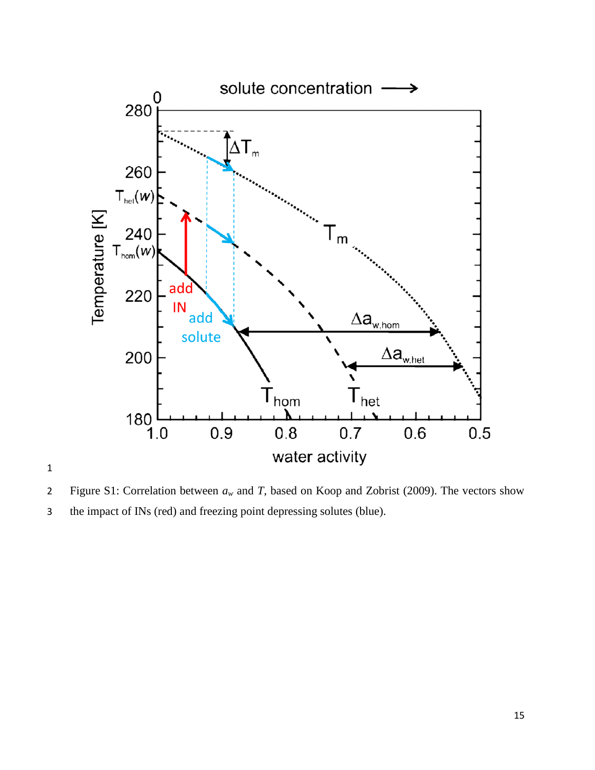solute concentration →

0

280

260

240

220

200

180

Temperature [K]

$T_{het}(w)$

$T_{hom}(w)$

$\Delta T_m$

$T_m$

add IN

add solute

$\Delta a_{w,hom}$

$\Delta a_{w,het}$

$T_{hom}$

$T_{het}$

1.0

0.9

0.8

0.7

0.6

0.5

water activity

Figure S1: Correlation between $a_w$ and $T$, based on Koop and Zobrist (2009). The vectors show the impact of INs (red) and freezing point depressing solutes (blue).